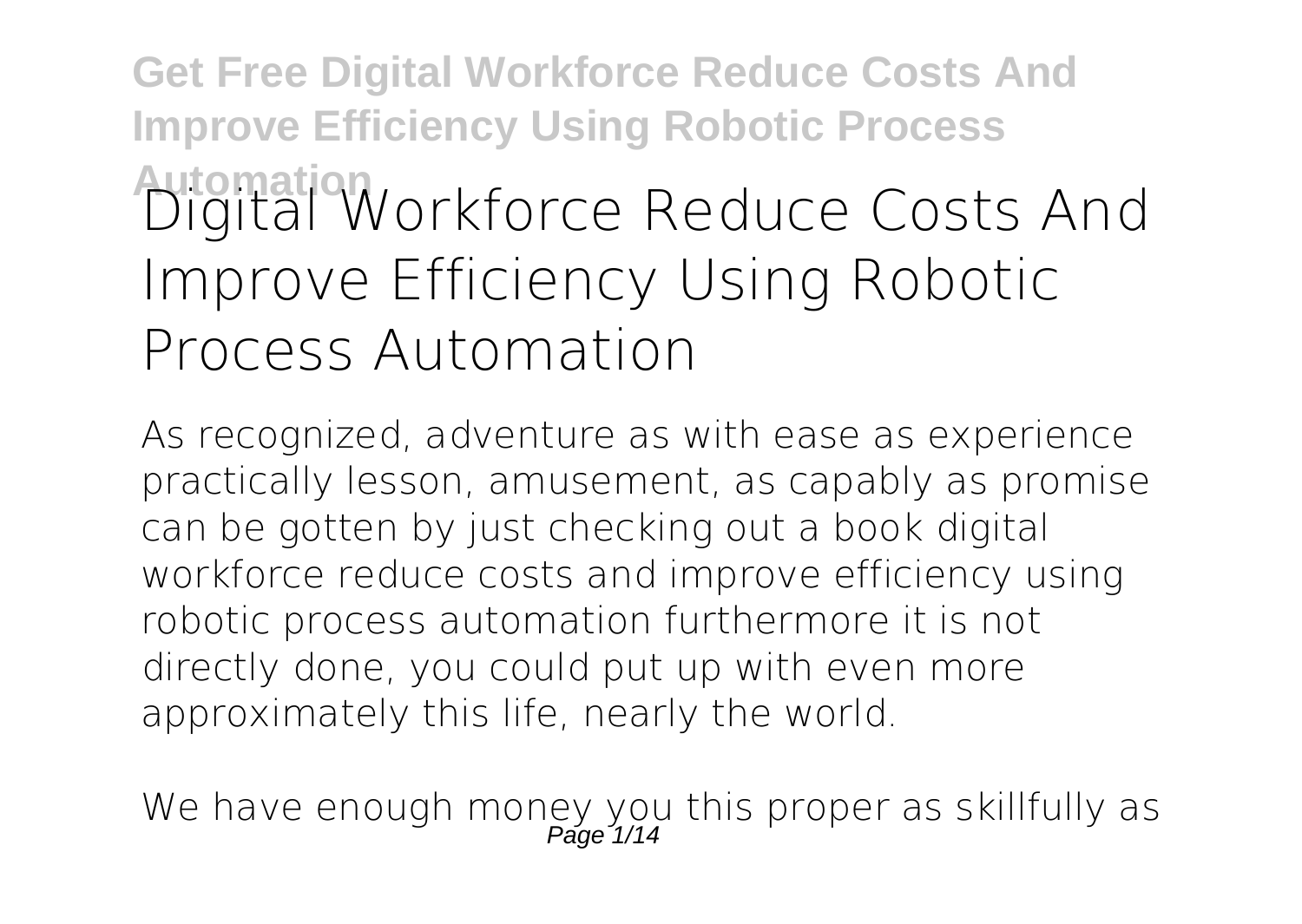# Digital Workforce Reduce Costs And Improve Efficiency Using Robotic Process Automation

As recognized, adventure as with ease as experience practically lesson, amusement, as capably as promise can be gotten by just checking out a book **digital workforce reduce costs and improve efficiency using robotic process automation** furthermore it is not directly done, you could put up with even more approximately this life, nearly the world.

We have enough money you this proper as skillfully as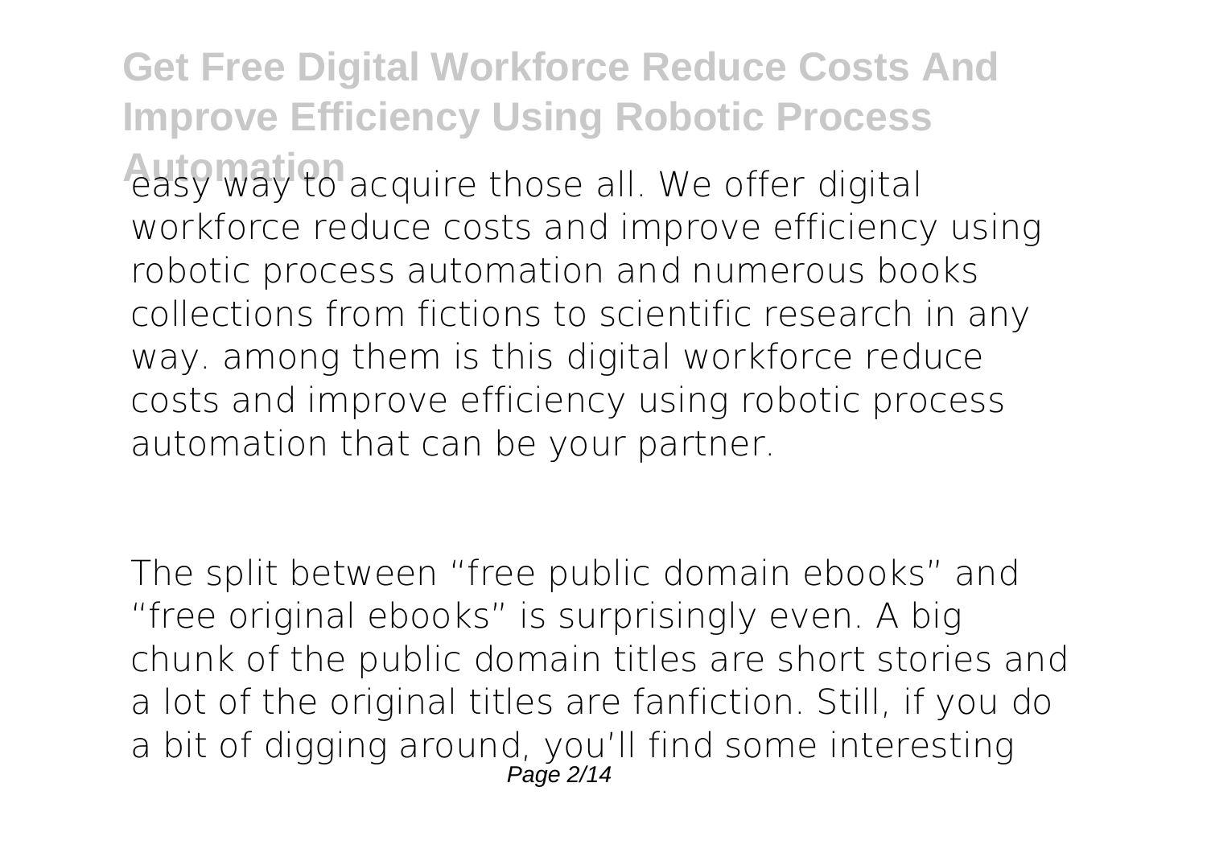easy way to acquire those all. We offer digital workforce reduce costs and improve efficiency using robotic process automation and numerous books collections from fictions to scientific research in any way. among them is this digital workforce reduce costs and improve efficiency using robotic process automation that can be your partner.

The split between "free public domain ebooks" and "free original ebooks" is surprisingly even. A big chunk of the public domain titles are short stories and a lot of the original titles are fanfiction. Still, if you do a bit of digging around, you'll find some interesting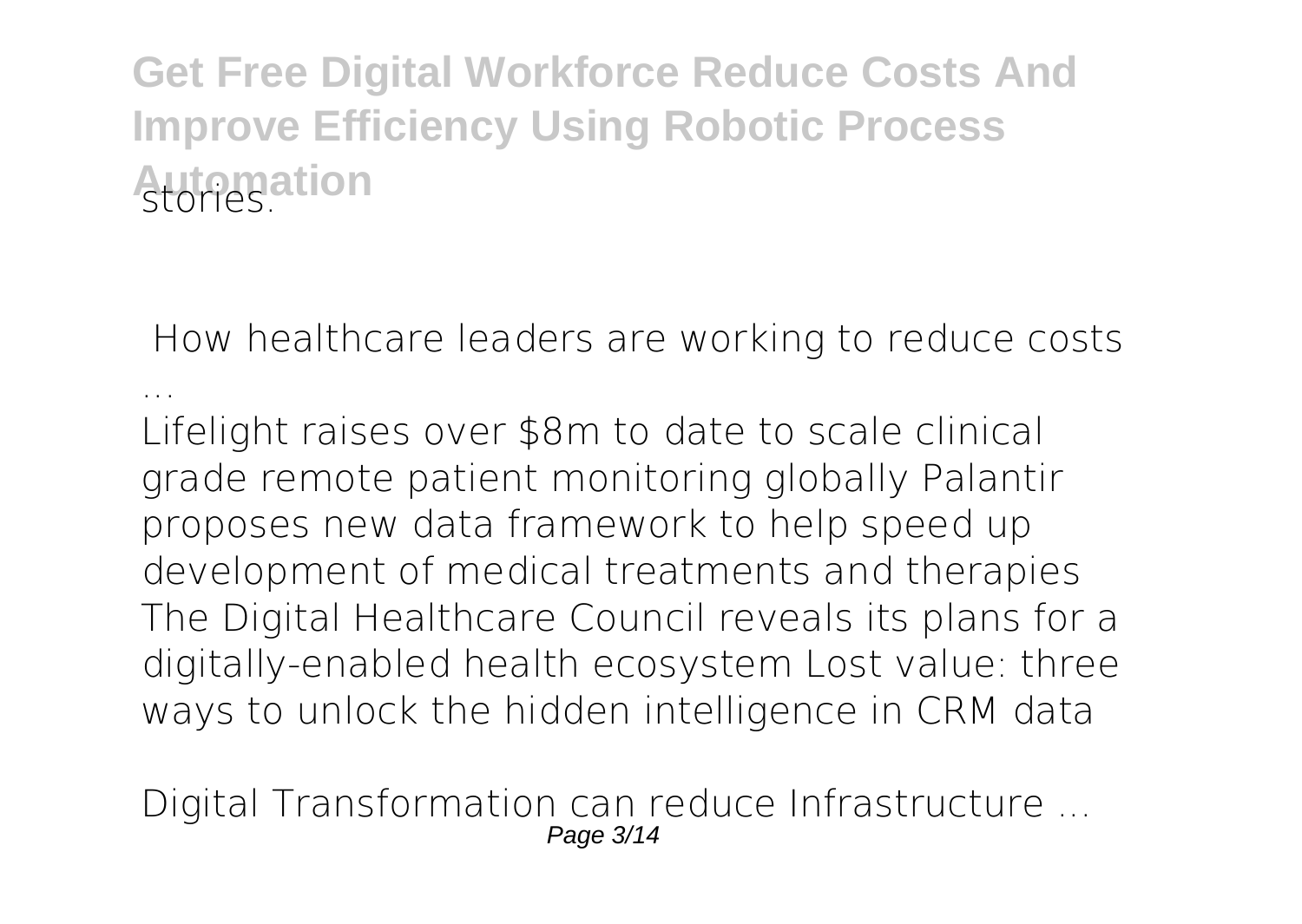stories.

**How healthcare leaders are working to reduce costs ...**

Lifelight raises over $8m to date to scale clinical grade remote patient monitoring globally Palantir proposes new data framework to help speed up development of medical treatments and therapies The Digital Healthcare Council reveals its plans for a digitally-enabled health ecosystem Lost value: three ways to unlock the hidden intelligence in CRM data

**Digital Transformation can reduce Infrastructure ...**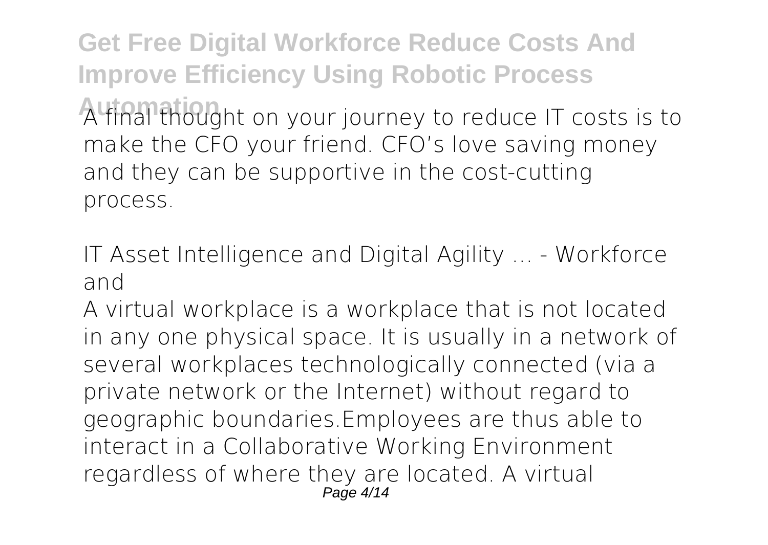A final thought on your journey to reduce IT costs is to make the CFO your friend. CFO's love saving money and they can be supportive in the cost-cutting process.

**IT Asset Intelligence and Digital Agility ... - Workforce and**

A virtual workplace is a workplace that is not located in any one physical space. It is usually in a network of several workplaces technologically connected (via a private network or the Internet) without regard to geographic boundaries.Employees are thus able to interact in a Collaborative Working Environment regardless of where they are located. A virtual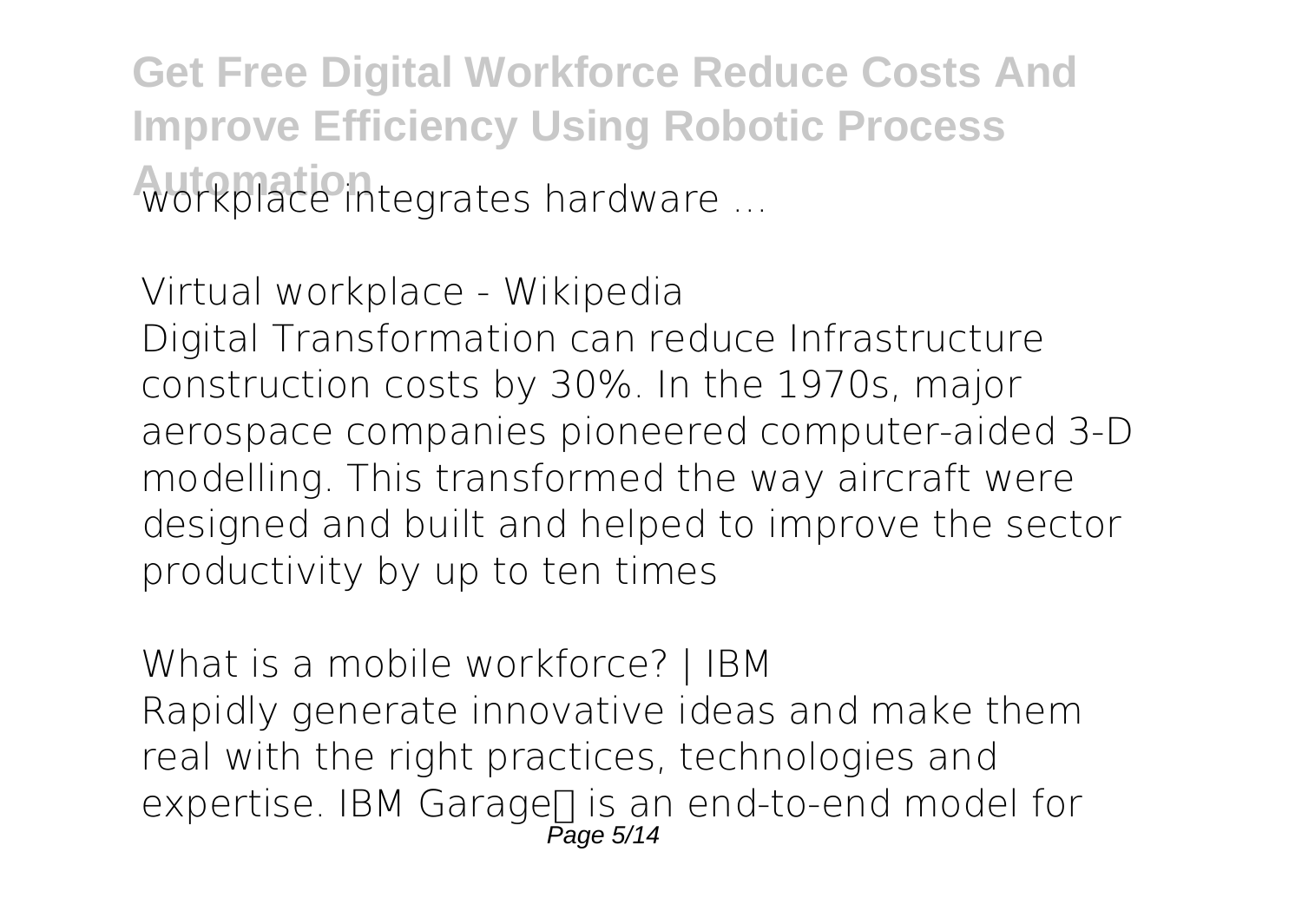workplace integrates hardware ...

**Virtual workplace - Wikipedia**

Digital Transformation can reduce Infrastructure construction costs by 30%. In the 1970s, major aerospace companies pioneered computer-aided 3-D modelling. This transformed the way aircraft were designed and built and helped to improve the sector productivity by up to ten times

**What is a mobile workforce? | IBM**

Rapidly generate innovative ideas and make them real with the right practices, technologies and expertise. IBM Garage™ is an end-to-end model for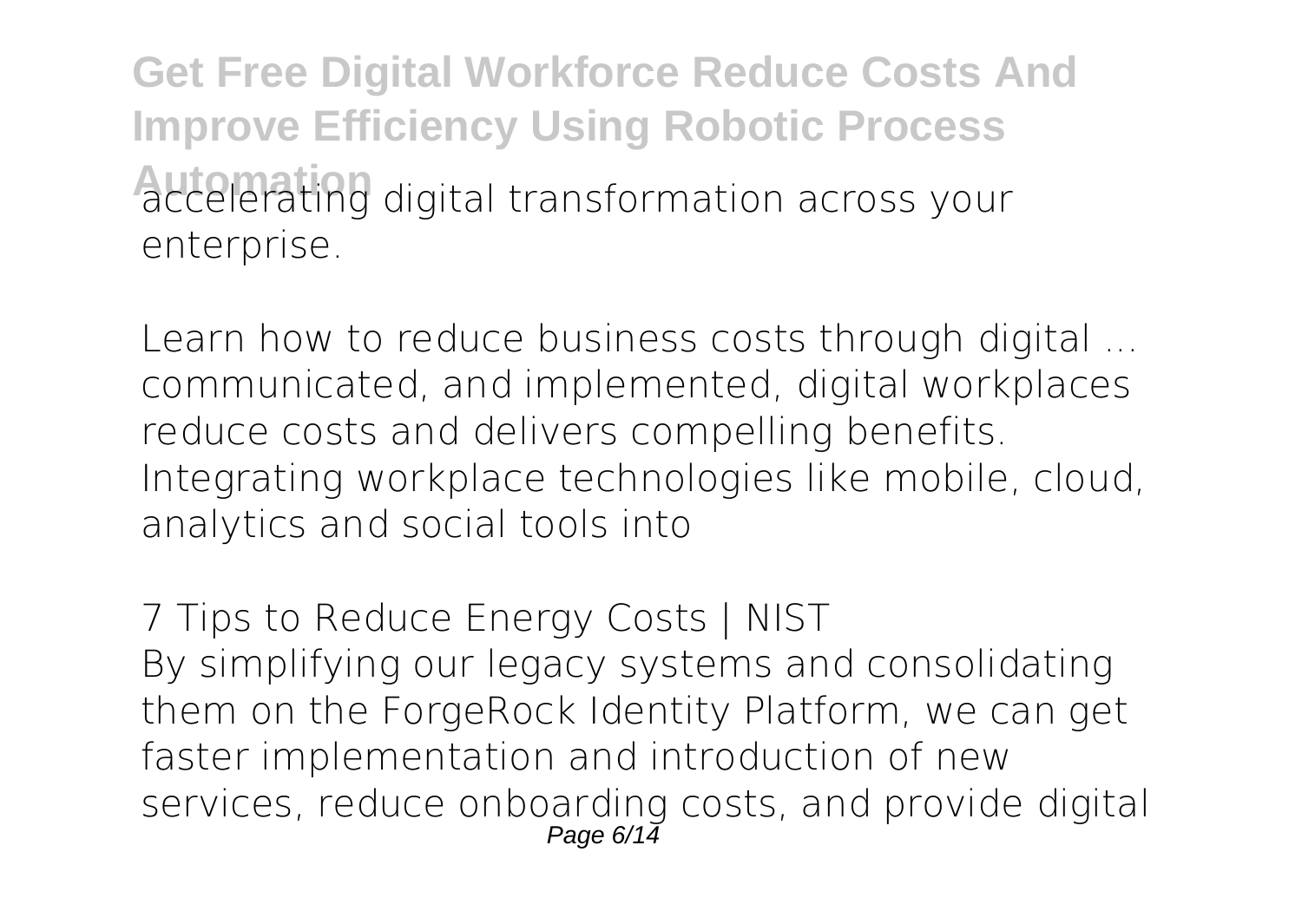accelerating digital transformation across your enterprise.

**Learn how to reduce business costs through digital ...**
communicated, and implemented, digital workplaces reduce costs and delivers compelling benefits. Integrating workplace technologies like mobile, cloud, analytics and social tools into

**7 Tips to Reduce Energy Costs | NIST**
By simplifying our legacy systems and consolidating them on the ForgeRock Identity Platform, we can get faster implementation and introduction of new services, reduce onboarding costs, and provide digital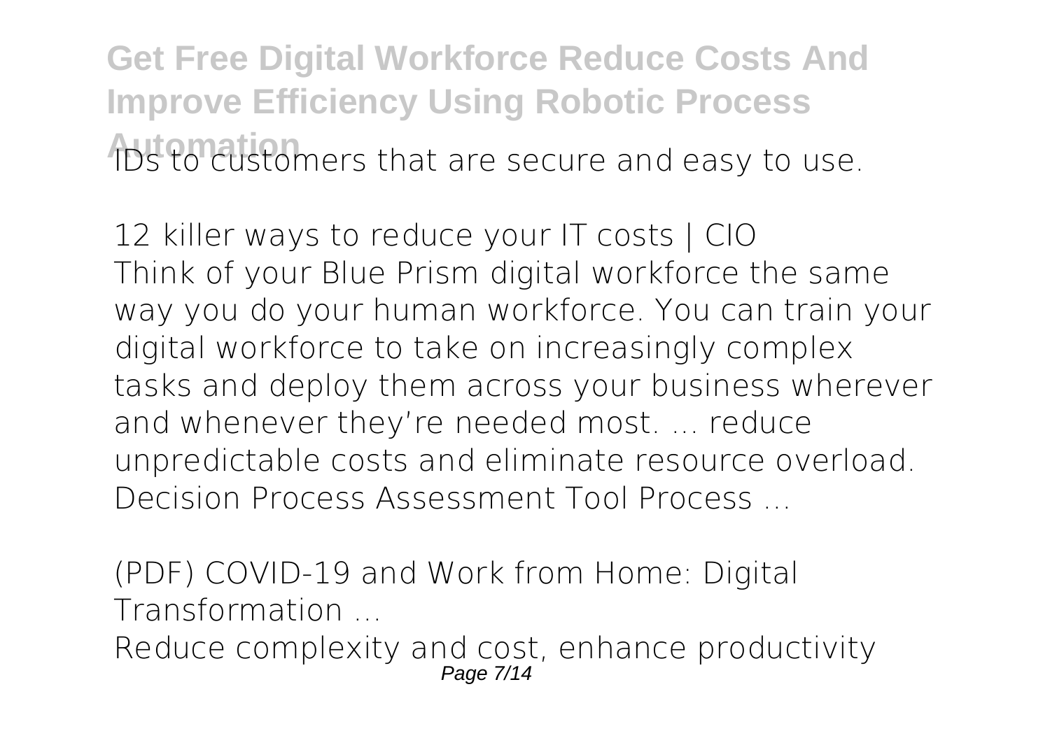IDs to customers that are secure and easy to use.

*12 killer ways to reduce your IT costs | CIO*

Think of your Blue Prism digital workforce the same way you do your human workforce. You can train your digital workforce to take on increasingly complex tasks and deploy them across your business wherever and whenever they're needed most. ... reduce unpredictable costs and eliminate resource overload. Decision Process Assessment Tool Process ...

*(PDF) COVID-19 and Work from Home: Digital Transformation ...*

Reduce complexity and cost, enhance productivity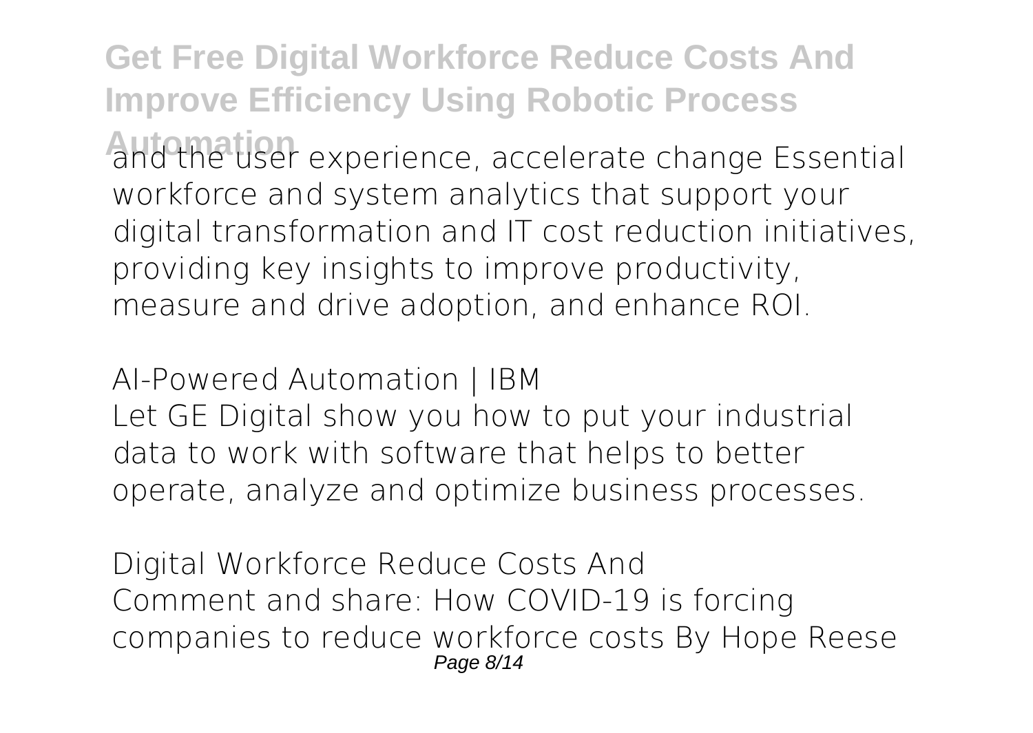and the user experience, accelerate change Essential workforce and system analytics that support your digital transformation and IT cost reduction initiatives, providing key insights to improve productivity, measure and drive adoption, and enhance ROI.

*AI-Powered Automation | IBM*

Let GE Digital show you how to put your industrial data to work with software that helps to better operate, analyze and optimize business processes.

*Digital Workforce Reduce Costs And*

Comment and share: How COVID-19 is forcing companies to reduce workforce costs By Hope Reese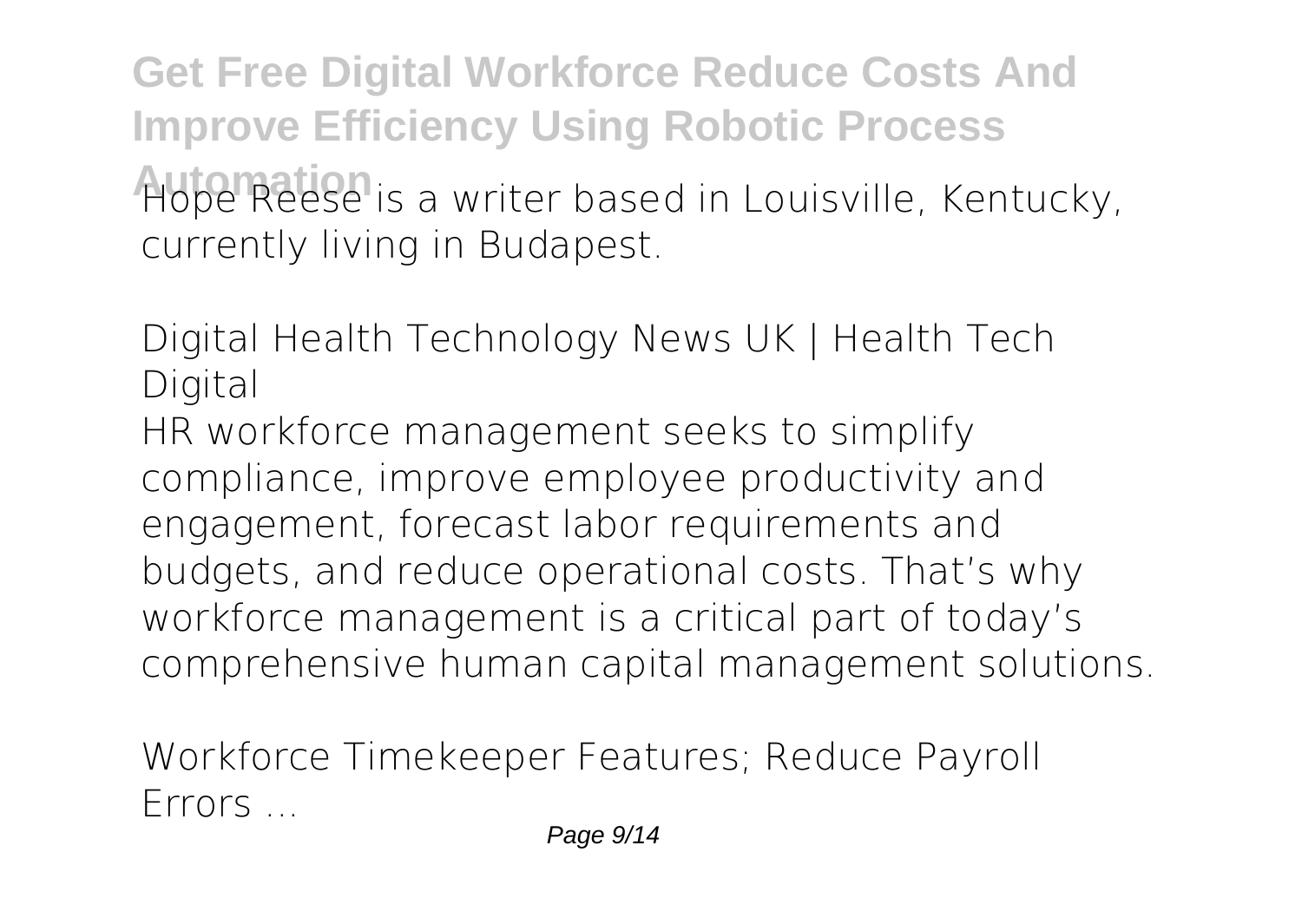Hope Reese is a writer based in Louisville, Kentucky, currently living in Budapest.

## Digital Health Technology News UK | Health Tech Digital

HR workforce management seeks to simplify compliance, improve employee productivity and engagement, forecast labor requirements and budgets, and reduce operational costs. That's why workforce management is a critical part of today's comprehensive human capital management solutions.

## Workforce Timekeeper Features; Reduce Payroll Errors ...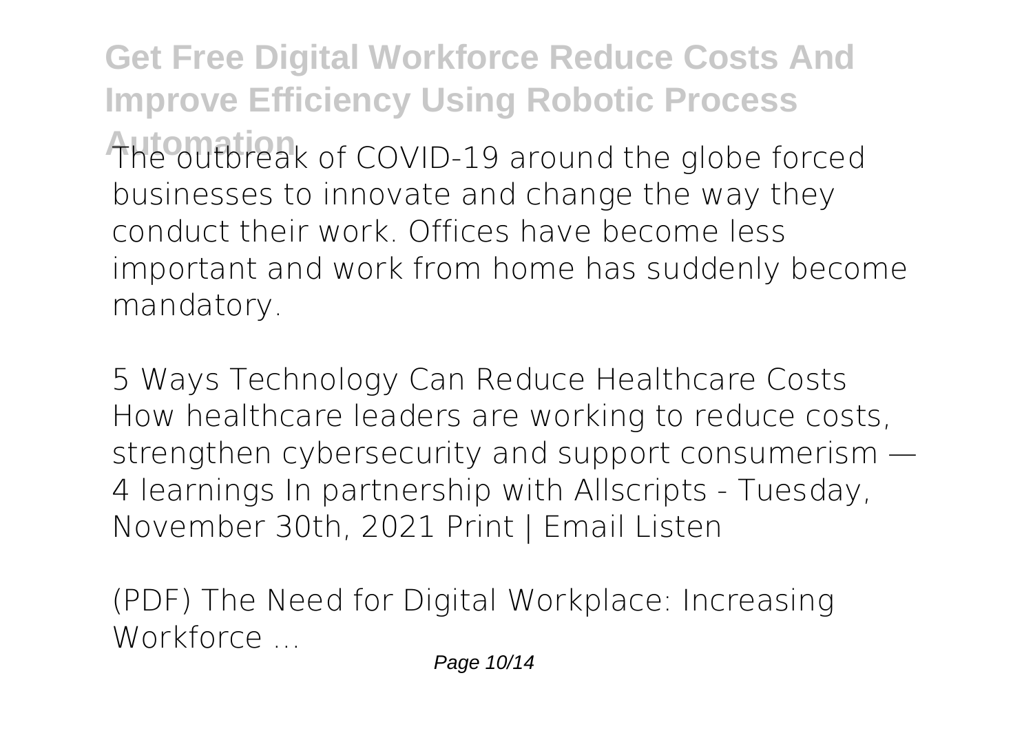The outbreak of COVID-19 around the globe forced businesses to innovate and change the way they conduct their work. Offices have become less important and work from home has suddenly become mandatory.

5 Ways Technology Can Reduce Healthcare Costs
How healthcare leaders are working to reduce costs, strengthen cybersecurity and support consumerism — 4 learnings In partnership with Allscripts - Tuesday, November 30th, 2021 Print | Email Listen

(PDF) The Need for Digital Workplace: Increasing Workforce ...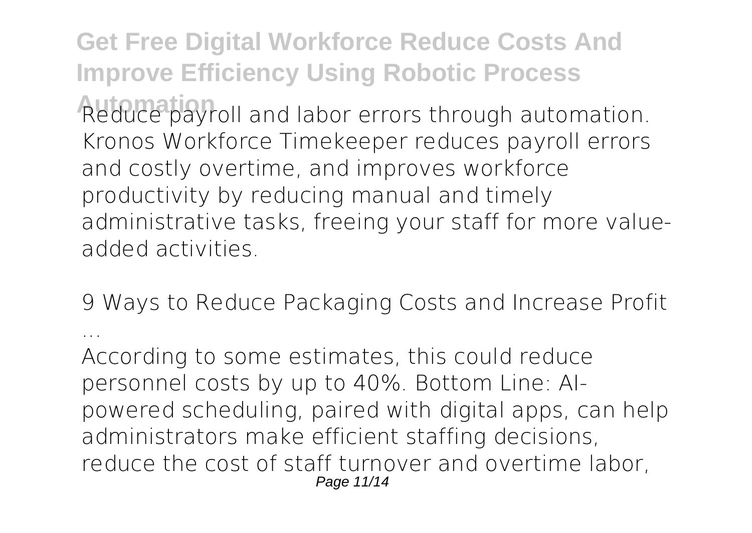Reduce payroll and labor errors through automation. Kronos Workforce Timekeeper reduces payroll errors and costly overtime, and improves workforce productivity by reducing manual and timely administrative tasks, freeing your staff for more value-added activities.

*9 Ways to Reduce Packaging Costs and Increase Profit ...*

According to some estimates, this could reduce personnel costs by up to 40%. Bottom Line: AI-powered scheduling, paired with digital apps, can help administrators make efficient staffing decisions, reduce the cost of staff turnover and overtime labor,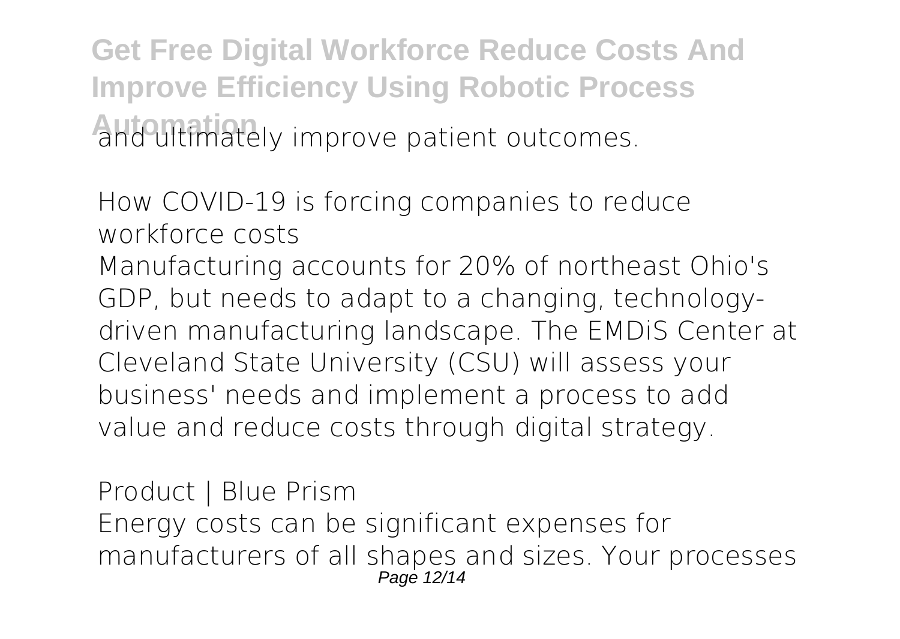and ultimately improve patient outcomes.

## How COVID-19 is forcing companies to reduce workforce costs

Manufacturing accounts for 20% of northeast Ohio's GDP, but needs to adapt to a changing, technology-driven manufacturing landscape. The EMDiS Center at Cleveland State University (CSU) will assess your business' needs and implement a process to add value and reduce costs through digital strategy.

## Product | Blue Prism

Energy costs can be significant expenses for manufacturers of all shapes and sizes. Your processes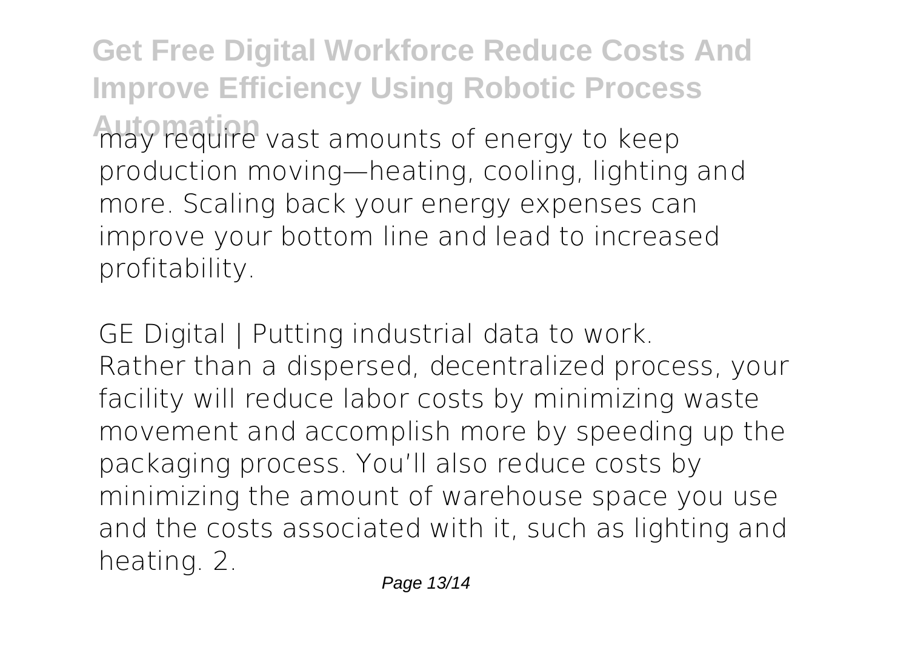may require vast amounts of energy to keep production moving—heating, cooling, lighting and more. Scaling back your energy expenses can improve your bottom line and lead to increased profitability.

GE Digital | Putting industrial data to work.
Rather than a dispersed, decentralized process, your facility will reduce labor costs by minimizing waste movement and accomplish more by speeding up the packaging process. You'll also reduce costs by minimizing the amount of warehouse space you use and the costs associated with it, such as lighting and heating. 2.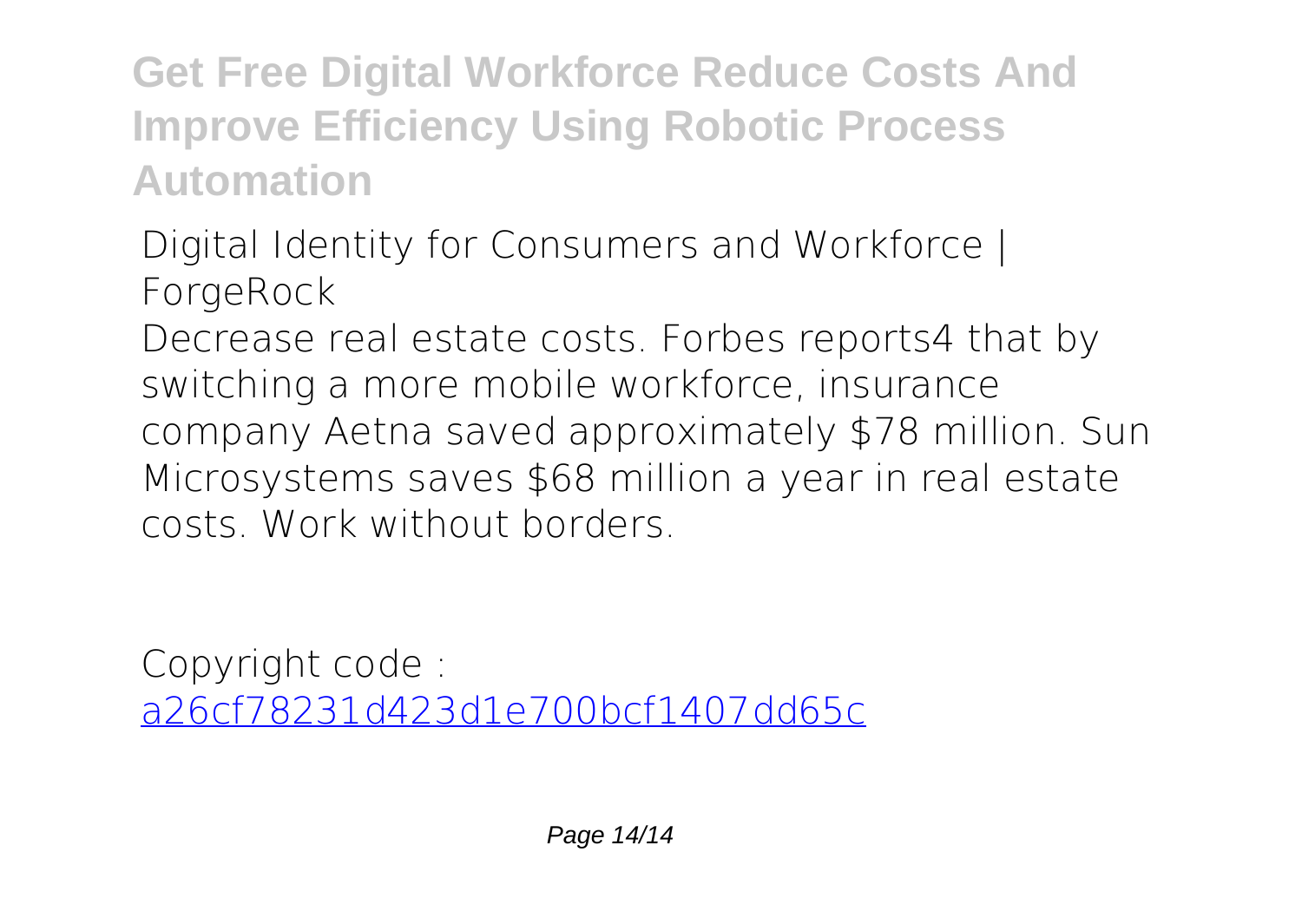**Digital Identity for Consumers and Workforce | ForgeRock**

Decrease real estate costs. Forbes reports4 that by switching a more mobile workforce, insurance company Aetna saved approximately $78 million. Sun Microsystems saves $68 million a year in real estate costs. Work without borders.

Copyright code : [a26cf78231d423d1e700bcf1407dd65c](a26cf78231d423d1e700bcf1407dd65c)